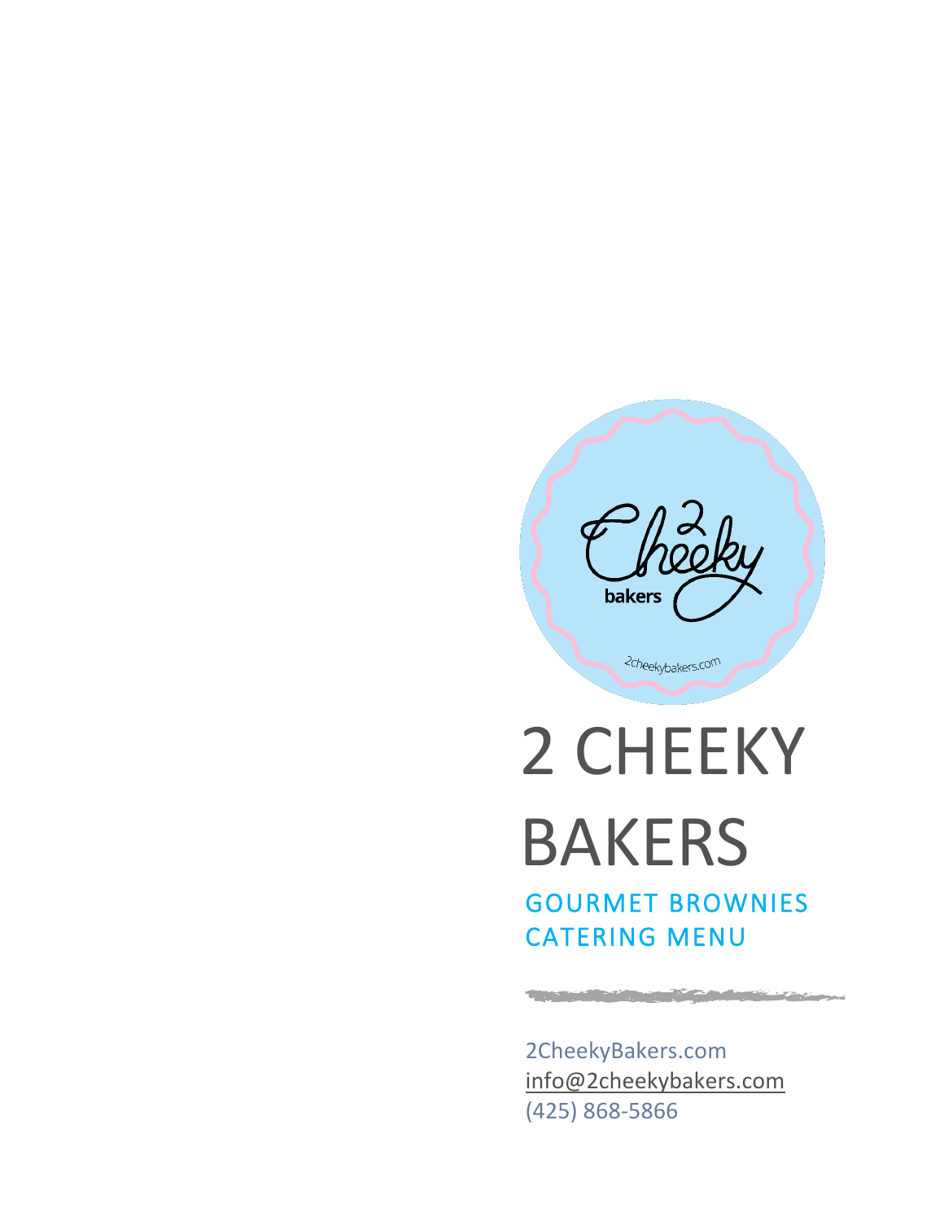# 2 CHEEKY BAKERS

## GOURMET BROWNIES CATERING MENU

2CheekyBakers.com
info@2cheekybakers.com
(425) 868-5866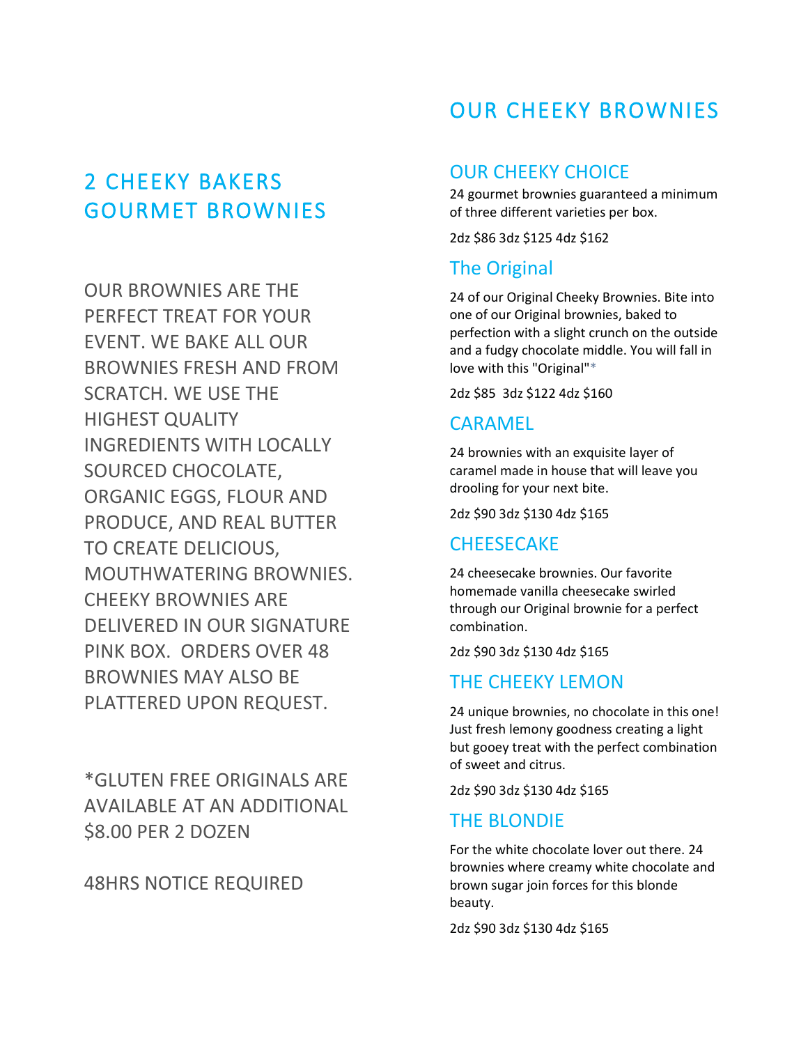# 2 CHEEKY BAKERS GOURMET BROWNIES

OUR BROWNIES ARE THE PERFECT TREAT FOR YOUR EVENT. WE BAKE ALL OUR BROWNIES FRESH AND FROM SCRATCH. WE USE THE HIGHEST QUALITY INGREDIENTS WITH LOCALLY SOURCED CHOCOLATE, ORGANIC EGGS, FLOUR AND PRODUCE, AND REAL BUTTER TO CREATE DELICIOUS, MOUTHWATERING BROWNIES. CHEEKY BROWNIES ARE DELIVERED IN OUR SIGNATURE PINK BOX. ORDERS OVER 48 BROWNIES MAY ALSO BE PLATTERED UPON REQUEST.

*GLUTEN FREE ORIGINALS ARE AVAILABLE AT AN ADDITIONAL $8.00 PER 2 DOZEN

48HRS NOTICE REQUIRED

# OUR CHEEKY BROWNIES

## OUR CHEEKY CHOICE

24 gourmet brownies guaranteed a minimum of three different varieties per box.

2dz $86 3dz $125 4dz $162

## The Original

24 of our Original Cheeky Brownies. Bite into one of our Original brownies, baked to perfection with a slight crunch on the outside and a fudgy chocolate middle. You will fall in love with this "Original"*

2dz $85 3dz $122 4dz $160

## CARAMEL

24 brownies with an exquisite layer of caramel made in house that will leave you drooling for your next bite.

2dz $90 3dz $130 4dz $165

## CHEESECAKE

24 cheesecake brownies. Our favorite homemade vanilla cheesecake swirled through our Original brownie for a perfect combination.

2dz $90 3dz $130 4dz $165

## THE CHEEKY LEMON

24 unique brownies, no chocolate in this one! Just fresh lemony goodness creating a light but gooey treat with the perfect combination of sweet and citrus.

2dz $90 3dz $130 4dz $165

## THE BLONDIE

For the white chocolate lover out there. 24 brownies where creamy white chocolate and brown sugar join forces for this blonde beauty.

2dz $90 3dz $130 4dz $165